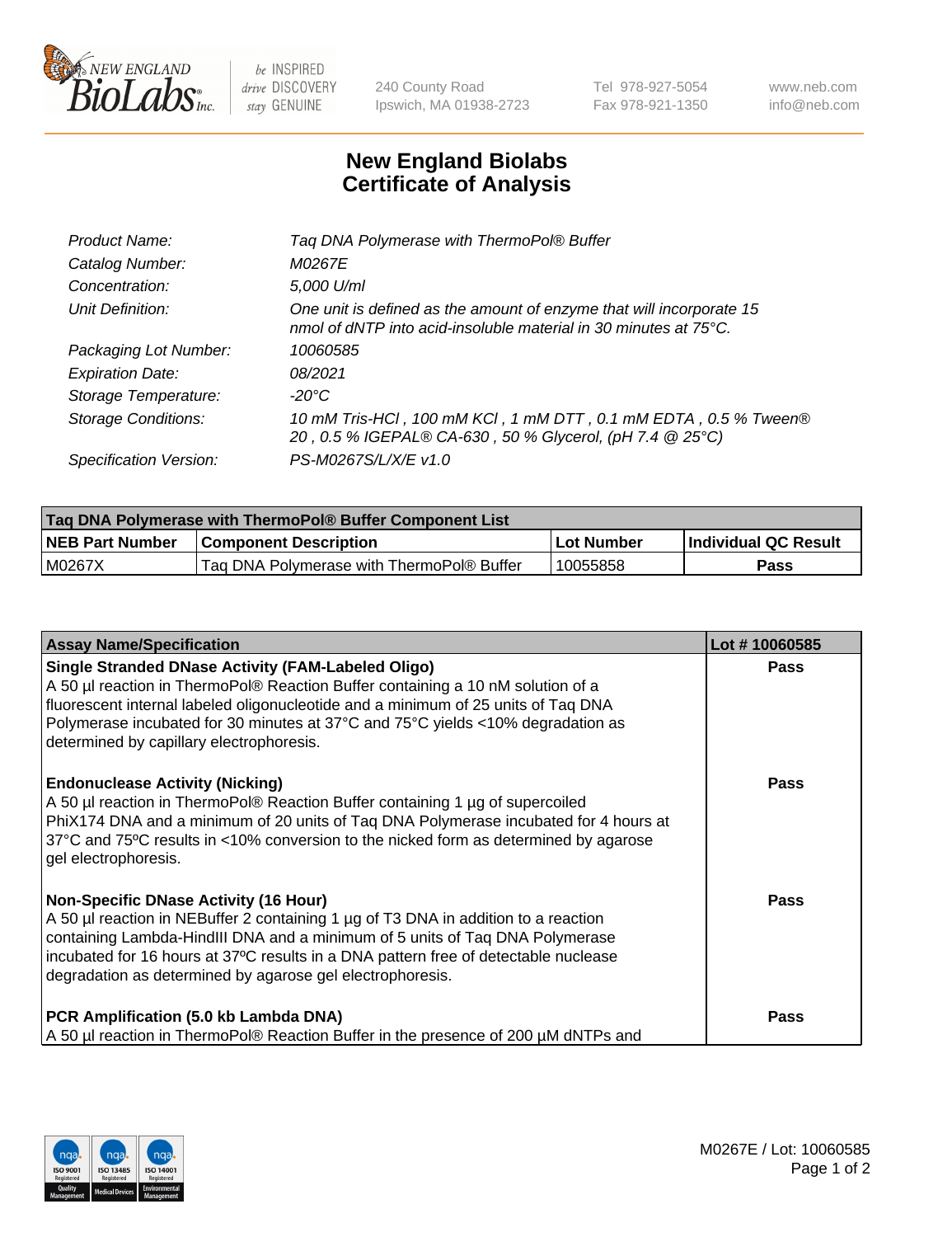# New England Biolabs Certificate of Analysis

| | |
|---|---|
| *Product Name:* | *Taq DNA Polymerase with ThermoPol® Buffer* |
| *Catalog Number:* | *M0267E* |
| *Concentration:* | *5,000 U/ml* |
| *Unit Definition:* | *One unit is defined as the amount of enzyme that will incorporate 15 nmol of dNTP into acid-insoluble material in 30 minutes at 75°C.* |
| *Packaging Lot Number:* | *10060585* |
| *Expiration Date:* | *08/2021* |
| *Storage Temperature:* | *-20°C* |
| *Storage Conditions:* | *10 mM Tris-HCl , 100 mM KCl , 1 mM DTT , 0.1 mM EDTA , 0.5 % Tween® 20 , 0.5 % IGEPAL® CA-630 , 50 % Glycerol, (pH 7.4 @ 25°C)* |
| *Specification Version:* | *PS-M0267S/L/X/E v1.0* |

| Taq DNA Polymerase with ThermoPol® Buffer Component List | | | |
|---|---|---|---|
| **NEB Part Number** | **Component Description** | **Lot Number** | **Individual QC Result** |
| M0267X | Taq DNA Polymerase with ThermoPol® Buffer | 10055858 | **Pass** |

| Assay Name/Specification | Lot # 10060585 |
|---|---|
| **Single Stranded DNase Activity (FAM-Labeled Oligo)**<br>A 50 µl reaction in ThermoPol® Reaction Buffer containing a 10 nM solution of a fluorescent internal labeled oligonucleotide and a minimum of 25 units of Taq DNA Polymerase incubated for 30 minutes at 37°C and 75°C yields <10% degradation as determined by capillary electrophoresis. | **Pass** |
| **Endonuclease Activity (Nicking)**<br>A 50 µl reaction in ThermoPol® Reaction Buffer containing 1 µg of supercoiled PhiX174 DNA and a minimum of 20 units of Taq DNA Polymerase incubated for 4 hours at 37°C and 75ºC results in <10% conversion to the nicked form as determined by agarose gel electrophoresis. | **Pass** |
| **Non-Specific DNase Activity (16 Hour)**<br>A 50 µl reaction in NEBuffer 2 containing 1 µg of T3 DNA in addition to a reaction containing Lambda-HindIII DNA and a minimum of 5 units of Taq DNA Polymerase incubated for 16 hours at 37ºC results in a DNA pattern free of detectable nuclease degradation as determined by agarose gel electrophoresis. | **Pass** |
| **PCR Amplification (5.0 kb Lambda DNA)**<br>A 50 µl reaction in ThermoPol® Reaction Buffer in the presence of 200 µM dNTPs and | **Pass** |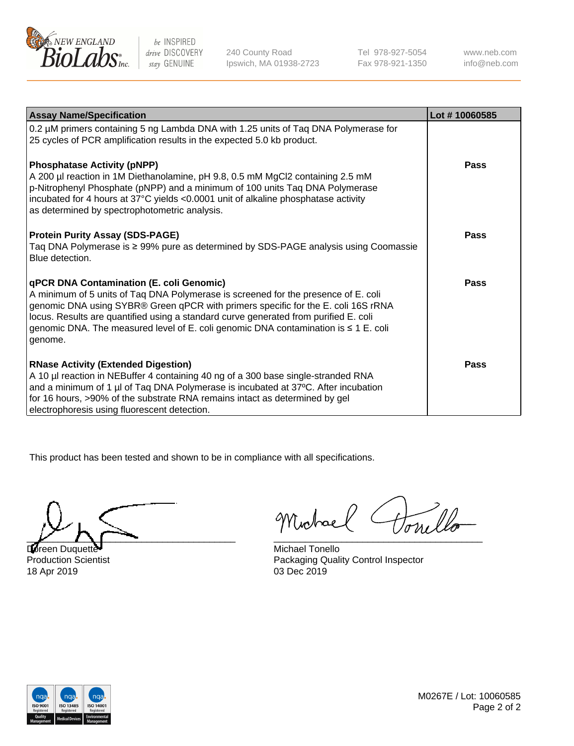NEW ENGLAND BioLabs Inc. | be INSPIRED drive DISCOVERY stay GENUINE | 240 County Road Ipswich, MA 01938-2723 | Tel 978-927-5054 Fax 978-921-1350 | www.neb.com info@neb.com

| Assay Name/Specification | Lot # 10060585 |
|---|---|
| 0.2 µM primers containing 5 ng Lambda DNA with 1.25 units of Taq DNA Polymerase for 25 cycles of PCR amplification results in the expected 5.0 kb product. | |
| **Phosphatase Activity (pNPP)**<br>A 200 µl reaction in 1M Diethanolamine, pH 9.8, 0.5 mM $MgCl_2$ containing 2.5 mM p-Nitrophenyl Phosphate (pNPP) and a minimum of 100 units Taq DNA Polymerase incubated for 4 hours at 37°C yields <0.0001 unit of alkaline phosphatase activity as determined by spectrophotometric analysis. | **Pass** |
| **Protein Purity Assay (SDS-PAGE)**<br>Taq DNA Polymerase is ≥ 99% pure as determined by SDS-PAGE analysis using Coomassie Blue detection. | **Pass** |
| **qPCR DNA Contamination (E. coli Genomic)**<br>A minimum of 5 units of Taq DNA Polymerase is screened for the presence of E. coli genomic DNA using SYBR® Green qPCR with primers specific for the E. coli 16S rRNA locus. Results are quantified using a standard curve generated from purified E. coli genomic DNA. The measured level of E. coli genomic DNA contamination is ≤ 1 E. coli genome. | **Pass** |
| **RNase Activity (Extended Digestion)**<br>A 10 µl reaction in NEBuffer 4 containing 40 ng of a 300 base single-stranded RNA and a minimum of 1 µl of Taq DNA Polymerase is incubated at 37ºC. After incubation for 16 hours, >90% of the substrate RNA remains intact as determined by gel electrophoresis using fluorescent detection. | **Pass** |

This product has been tested and shown to be in compliance with all specifications.

Doreen Duquette
Production Scientist
18 Apr 2019

Michael Tonello
Packaging Quality Control Inspector
03 Dec 2019

M0267E / Lot: 10060585